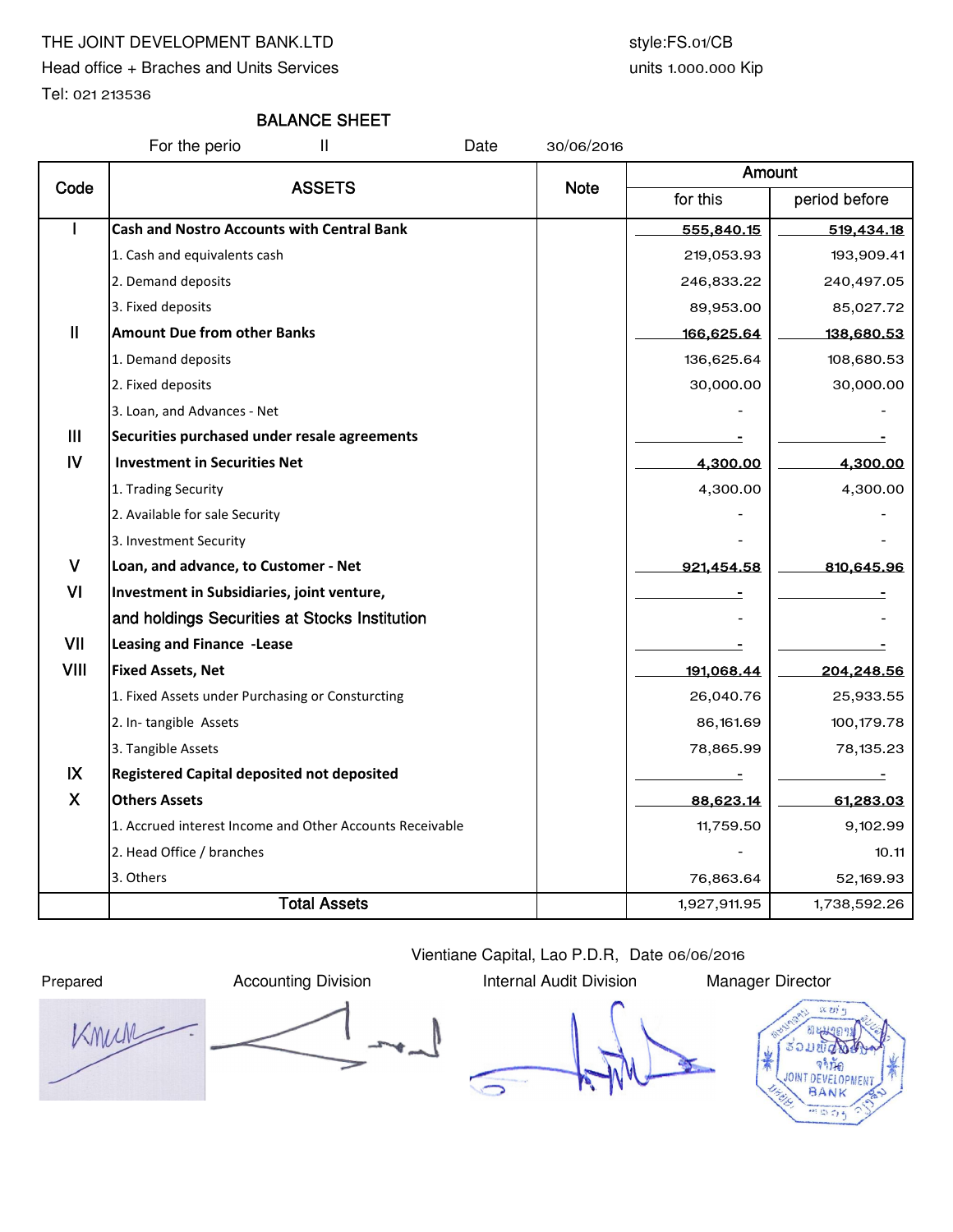THE JOINT DEVELOPMENT BANK.LTD

Head office + Braches and Units Services

Tel: 021 213536

style:FS.01/CB

units 1.000.000 Kip

## BALANCE SHEET

For the perio II Date 30/06/2016

| Code | ASSETS | Note | Amount | |
|---|---|---|---|---|
| | | | for this | period before |
| I | **Cash and Nostro Accounts with Central Bank** | | 555,840.15 | 519,434.18 |
| | 1. Cash and equivalents cash | | 219,053.93 | 193,909.41 |
| | 2. Demand deposits | | 246,833.22 | 240,497.05 |
| | 3. Fixed deposits | | 89,953.00 | 85,027.72 |
| II | **Amount Due from other Banks** | | 166,625.64 | 138,680.53 |
| | 1. Demand deposits | | 136,625.64 | 108,680.53 |
| | 2. Fixed deposits | | 30,000.00 | 30,000.00 |
| | 3. Loan, and Advances - Net | | - | - |
| III | **Securities purchased under resale agreements** | | - | - |
| IV | **Investment in Securities Net** | | 4,300.00 | 4,300.00 |
| | 1. Trading Security | | 4,300.00 | 4,300.00 |
| | 2. Available for sale Security | | - | - |
| | 3. Investment Security | | - | - |
| V | **Loan, and advance, to Customer - Net** | | 921,454.58 | 810,645.96 |
| VI | **Investment in Subsidiaries, joint venture,** | | - | - |
| | and holdings Securities at Stocks Institution | | - | - |
| VII | **Leasing and Finance -Lease** | | - | - |
| VIII | **Fixed Assets, Net** | | 191,068.44 | 204,248.56 |
| | 1. Fixed Assets under Purchasing or Consturcting | | 26,040.76 | 25,933.55 |
| | 2. In- tangible Assets | | 86,161.69 | 100,179.78 |
| | 3. Tangible Assets | | 78,865.99 | 78,135.23 |
| IX | **Registered Capital deposited not deposited** | | - | - |
| X | **Others Assets** | | 88,623.14 | 61,283.03 |
| | 1. Accrued interest Income and Other Accounts Receivable | | 11,759.50 | 9,102.99 |
| | 2. Head Office / branches | | - | 10.11 |
| | 3. Others | | 76,863.64 | 52,169.93 |
| | Total Assets | | 1,927,911.95 | 1,738,592.26 |

Vientiane Capital, Lao P.D.R, Date 06/06/2016

| Prepared | Accounting Division | Internal Audit Division | Manager Director |
|---|---|---|---|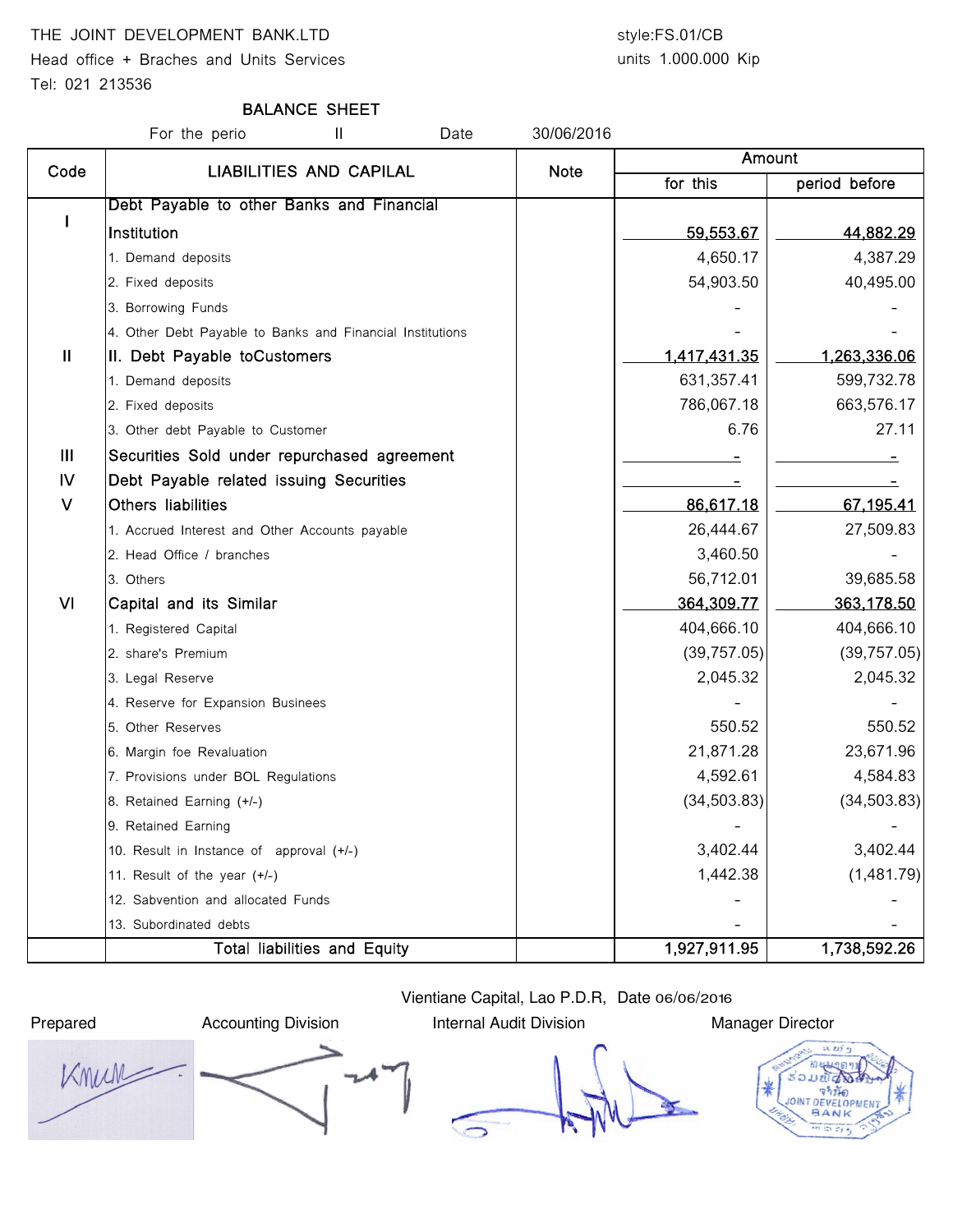THE JOINT DEVELOPMENT BANK.LTD

Head office + Braches and Units Services

Tel: 021 213536

style:FS.01/CB

units 1.000.000 Kip

## BALANCE SHEET

For the perio II Date 30/06/2016

| Code | LIABILITIES AND CAPILAL | Note | Amount | |
|---|---|---|---|---|
| | | | for this | period before |
| I | Debt Payable to other Banks and Financial Institution | | 59,553.67 | 44,882.29 |
| | 1. Demand deposits | | 4,650.17 | 4,387.29 |
| | 2. Fixed deposits | | 54,903.50 | 40,495.00 |
| | 3. Borrowing Funds | | - | - |
| | 4. Other Debt Payable to Banks and Financial Institutions | | - | - |
| II | II. Debt Payable toCustomers | | 1,417,431.35 | 1,263,336.06 |
| | 1. Demand deposits | | 631,357.41 | 599,732.78 |
| | 2. Fixed deposits | | 786,067.18 | 663,576.17 |
| | 3. Other debt Payable to Customer | | 6.76 | 27.11 |
| III | Securities Sold under repurchased agreement | | - | - |
| IV | Debt Payable related issuing Securities | | - | - |
| V | Others liabilities | | 86,617.18 | 67,195.41 |
| | 1. Accrued Interest and Other Accounts payable | | 26,444.67 | 27,509.83 |
| | 2. Head Office / branches | | 3,460.50 | - |
| | 3. Others | | 56,712.01 | 39,685.58 |
| VI | Capital and its Similar | | 364,309.77 | 363,178.50 |
| | 1. Registered Capital | | 404,666.10 | 404,666.10 |
| | 2. share's Premium | | (39,757.05) | (39,757.05) |
| | 3. Legal Reserve | | 2,045.32 | 2,045.32 |
| | 4. Reserve for Expansion Businees | | - | - |
| | 5. Other Reserves | | 550.52 | 550.52 |
| | 6. Margin foe Revaluation | | 21,871.28 | 23,671.96 |
| | 7. Provisions under BOL Regulations | | 4,592.61 | 4,584.83 |
| | 8. Retained Earning (+/-) | | (34,503.83) | (34,503.83) |
| | 9. Retained Earning | | - | - |
| | 10. Result in Instance of approval (+/-) | | 3,402.44 | 3,402.44 |
| | 11. Result of the year (+/-) | | 1,442.38 | (1,481.79) |
| | 12. Sabvention and allocated Funds | | - | - |
| | 13. Subordinated debts | | - | - |
| | Total liabilities and Equity | | 1,927,911.95 | 1,738,592.26 |

Vientiane Capital, Lao P.D.R, Date 06/06/2016

Prepared | Accounting Division | Internal Audit Division | Manager Director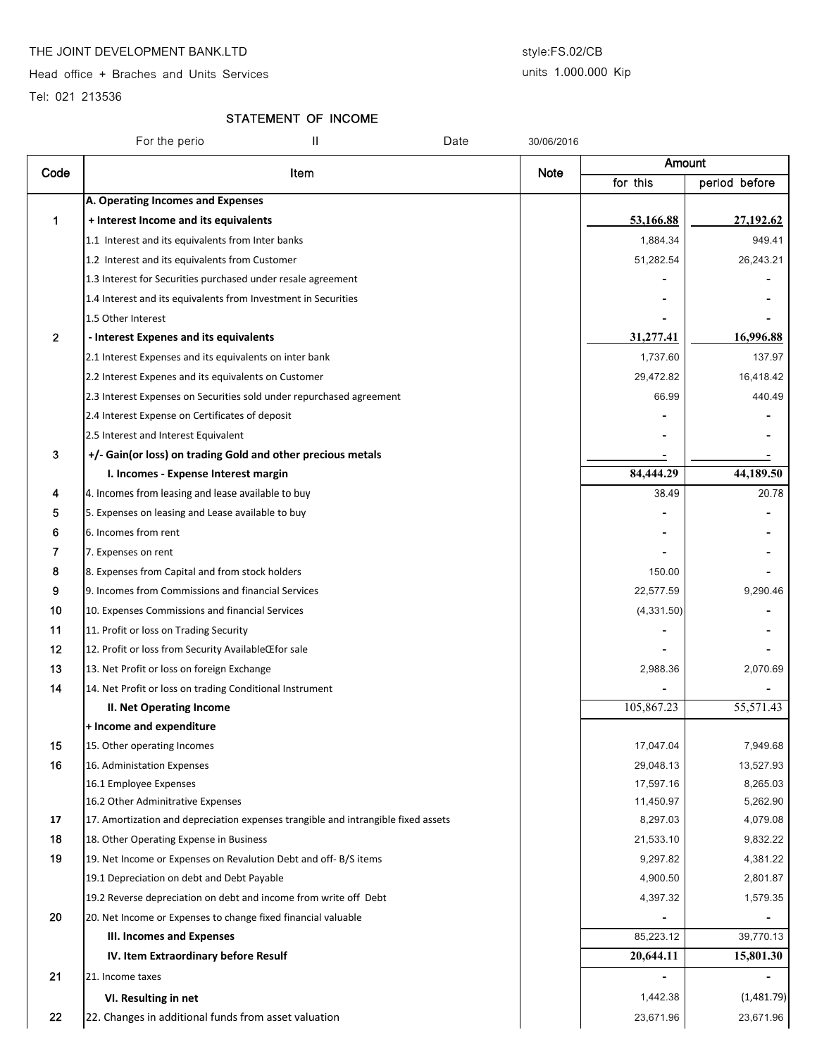THE JOINT DEVELOPMENT BANK.LTD

Head office + Braches and Units Services

Tel: 021 213536

style:FS.02/CB

units 1.000.000 Kip

## STATEMENT OF INCOME

For the perio II Date 30/06/2016

| Code | Item | Note | Amount | |
|---|---|---|---|---|
| | | | for this | period before |
| | **A. Operating Incomes and Expenses** | | | |
| 1 | **+ Interest Income and its equivalents** | | **53,166.88** | **27,192.62** |
| | 1.1 Interest and its equivalents from Inter banks | | 1,884.34 | 949.41 |
| | 1.2 Interest and its equivalents from Customer | | 51,282.54 | 26,243.21 |
| | 1.3 Interest for Securities purchased under resale agreement | | - | - |
| | 1.4 Interest and its equivalents from Investment in Securities | | - | - |
| | 1.5 Other Interest | | - | - |
| 2 | **- Interest Expenes and its equivalents** | | **31,277.41** | **16,996.88** |
| | 2.1 Interest Expenses and its equivalents on inter bank | | 1,737.60 | 137.97 |
| | 2.2 Interest Expenes and its equivalents on Customer | | 29,472.82 | 16,418.42 |
| | 2.3 Interest Expenses on Securities sold under repurchased agreement | | 66.99 | 440.49 |
| | 2.4 Interest Expense on Certificates of deposit | | - | - |
| | 2.5 Interest and Interest Equivalent | | - | - |
| 3 | **+/- Gain(or loss) on trading Gold and other precious metals** | | - | - |
| | **I. Incomes - Expense Interest margin** | | **84,444.29** | **44,189.50** |
| 4 | 4. Incomes from leasing and lease available to buy | | 38.49 | 20.78 |
| 5 | 5. Expenses on leasing and Lease available to buy | | - | - |
| 6 | 6. Incomes from rent | | - | - |
| 7 | 7. Expenses on rent | | - | - |
| 8 | 8. Expenses from Capital and from stock holders | | 150.00 | - |
| 9 | 9. Incomes from Commissions and financial Services | | 22,577.59 | 9,290.46 |
| 10 | 10. Expenses Commissions and financial Services | | (4,331.50) | - |
| 11 | 11. Profit or loss on Trading Security | | - | - |
| 12 | 12. Profit or loss from Security AvailableŒfor sale | | - | - |
| 13 | 13. Net Profit or loss on foreign Exchange | | 2,988.36 | 2,070.69 |
| 14 | 14. Net Profit or loss on trading Conditional Instrument | | - | - |
| | **II. Net Operating Income** | | 105,867.23 | 55,571.43 |
| | **+ Income and expenditure** | | | |
| 15 | 15. Other operating Incomes | | 17,047.04 | 7,949.68 |
| 16 | 16. Administation Expenses | | 29,048.13 | 13,527.93 |
| | 16.1 Employee Expenses | | 17,597.16 | 8,265.03 |
| | 16.2 Other Adminitrative Expenses | | 11,450.97 | 5,262.90 |
| 17 | 17. Amortization and depreciation expenses trangible and intrangible fixed assets | | 8,297.03 | 4,079.08 |
| 18 | 18. Other Operating Expense in Business | | 21,533.10 | 9,832.22 |
| 19 | 19. Net Income or Expenses on Revalution Debt and off- B/S items | | 9,297.82 | 4,381.22 |
| | 19.1 Depreciation on debt and Debt Payable | | 4,900.50 | 2,801.87 |
| | 19.2 Reverse depreciation on debt and income from write off Debt | | 4,397.32 | 1,579.35 |
| 20 | 20. Net Income or Expenses to change fixed financial valuable | | - | - |
| | **III. Incomes and Expenses** | | 85,223.12 | 39,770.13 |
| | **IV. Item Extraordinary before Resulf** | | **20,644.11** | **15,801.30** |
| 21 | 21. Income taxes | | - | - |
| | **VI. Resulting in net** | | 1,442.38 | (1,481.79) |
| 22 | 22. Changes in additional funds from asset valuation | | 23,671.96 | 23,671.96 |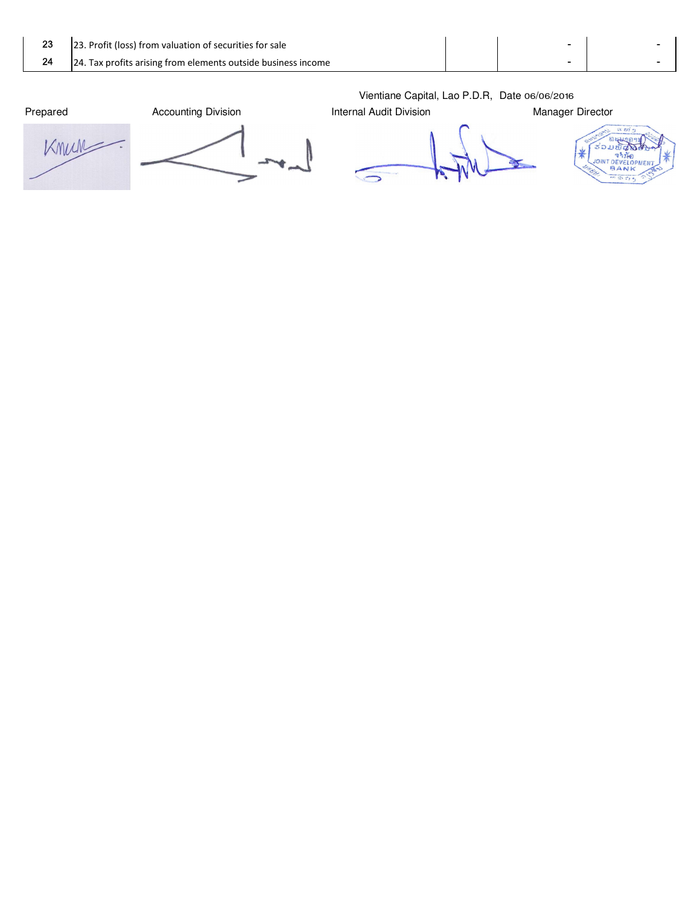| | | | | |
|---|---|---|---|---|
| 23 | 23. Profit (loss) from valuation of securities for sale | | - | - |
| 24 | 24. Tax profits arising from elements outside business income | | - | - |

Vientiane Capital, Lao P.D.R, Date 06/06/2016

| Prepared | Accounting Division | Internal Audit Division | Manager Director |
|---|---|---|---|

JOINT DEVELOPMENT BANK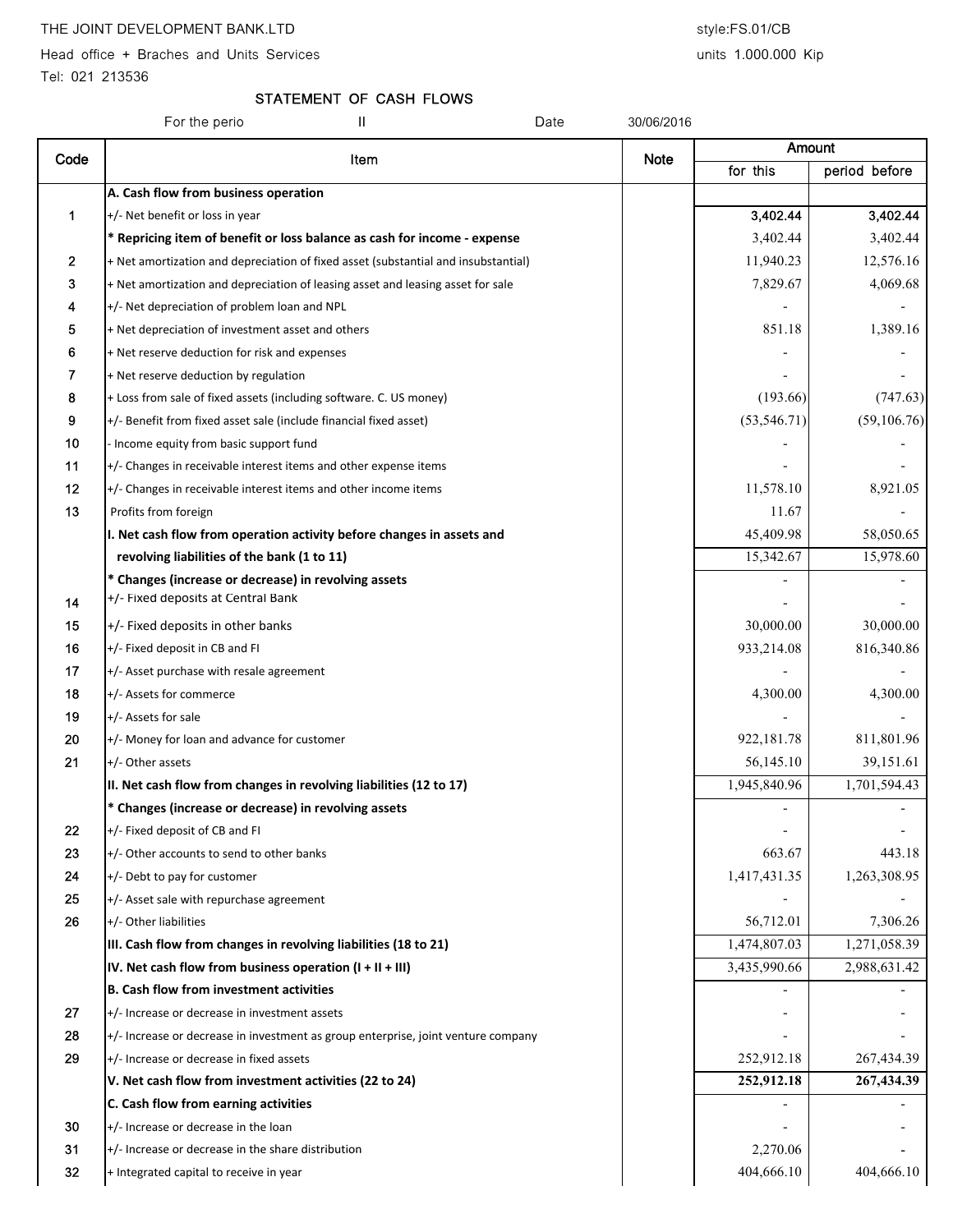THE JOINT DEVELOPMENT BANK.LTD

Head office + Braches and Units Services

Tel: 021 213536

style:FS.01/CB

units 1.000.000 Kip

## STATEMENT OF CASH FLOWS

For the perio II Date 30/06/2016

| Code | Item | Note | Amount | |
|---|---|---|---|---|
| | | | for this | period before |
| | **A. Cash flow from business operation** | | | |
| 1 | +/- Net benefit or loss in year | | **3,402.44** | **3,402.44** |
| | **\* Repricing item of benefit or loss balance as cash for income - expense** | | 3,402.44 | 3,402.44 |
| 2 | + Net amortization and depreciation of fixed asset (substantial and insubstantial) | | 11,940.23 | 12,576.16 |
| 3 | + Net amortization and depreciation of leasing asset and leasing asset for sale | | 7,829.67 | 4,069.68 |
| 4 | +/- Net depreciation of problem loan and NPL | | - | - |
| 5 | + Net depreciation of investment asset and others | | 851.18 | 1,389.16 |
| 6 | + Net reserve deduction for risk and expenses | | - | - |
| 7 | + Net reserve deduction by regulation | | - | - |
| 8 | + Loss from sale of fixed assets (including software. C. US money) | | (193.66) | (747.63) |
| 9 | +/- Benefit from fixed asset sale (include financial fixed asset) | | (53,546.71) | (59,106.76) |
| 10 | - Income equity from basic support fund | | - | - |
| 11 | +/- Changes in receivable interest items and other expense items | | - | - |
| 12 | +/- Changes in receivable interest items and other income items | | 11,578.10 | 8,921.05 |
| 13 | Profits from foreign | | 11.67 | - |
| | **I. Net cash flow from operation activity before changes in assets and** | | 45,409.98 | 58,050.65 |
| | **revolving liabilities of the bank (1 to 11)** | | 15,342.67 | 15,978.60 |
| | **\* Changes (increase or decrease) in revolving assets** | | - | - |
| 14 | +/- Fixed deposits at Central Bank | | - | - |
| 15 | +/- Fixed deposits in other banks | | 30,000.00 | 30,000.00 |
| 16 | +/- Fixed deposit in CB and FI | | 933,214.08 | 816,340.86 |
| 17 | +/- Asset purchase with resale agreement | | - | - |
| 18 | +/- Assets for commerce | | 4,300.00 | 4,300.00 |
| 19 | +/- Assets for sale | | - | - |
| 20 | +/- Money for loan and advance for customer | | 922,181.78 | 811,801.96 |
| 21 | +/- Other assets | | 56,145.10 | 39,151.61 |
| | **II. Net cash flow from changes in revolving liabilities (12 to 17)** | | 1,945,840.96 | 1,701,594.43 |
| | **\* Changes (increase or decrease) in revolving assets** | | - | - |
| 22 | +/- Fixed deposit of CB and FI | | - | - |
| 23 | +/- Other accounts to send to other banks | | 663.67 | 443.18 |
| 24 | +/- Debt to pay for customer | | 1,417,431.35 | 1,263,308.95 |
| 25 | +/- Asset sale with repurchase agreement | | - | - |
| 26 | +/- Other liabilities | | 56,712.01 | 7,306.26 |
| | **III. Cash flow from changes in revolving liabilities (18 to 21)** | | 1,474,807.03 | 1,271,058.39 |
| | **IV. Net cash flow from business operation (I + II + III)** | | 3,435,990.66 | 2,988,631.42 |
| | **B. Cash flow from investment activities** | | - | - |
| 27 | +/- Increase or decrease in investment assets | | - | - |
| 28 | +/- Increase or decrease in investment as group enterprise, joint venture company | | - | - |
| 29 | +/- Increase or decrease in fixed assets | | 252,912.18 | 267,434.39 |
| | **V. Net cash flow from investment activities (22 to 24)** | | **252,912.18** | **267,434.39** |
| | **C. Cash flow from earning activities** | | - | - |
| 30 | +/- Increase or decrease in the loan | | - | - |
| 31 | +/- Increase or decrease in the share distribution | | 2,270.06 | - |
| 32 | + Integrated capital to receive in year | | 404,666.10 | 404,666.10 |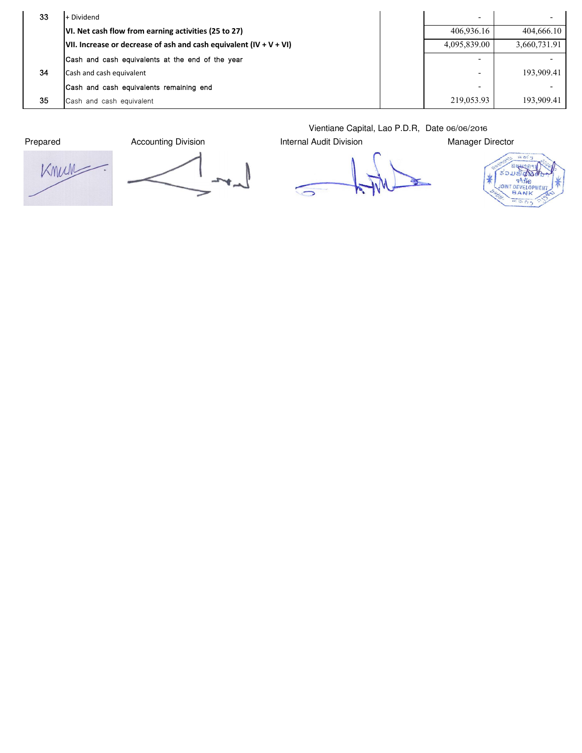| | | | | |
|---|---|---|---|---|
| 33 | + Dividend | | - | - |
| | **VI. Net cash flow from earning activities (25 to 27)** | | 406,936.16 | 404,666.10 |
| | **VII. Increase or decrease of ash and cash equivalent (IV + V + VI)** | | 4,095,839.00 | 3,660,731.91 |
| | Cash and cash equivalents at the end of the year | | - | - |
| 34 | Cash and cash equivalent | | - | 193,909.41 |
| | Cash and cash equivalents remaining end | | - | - |
| 35 | Cash and cash equivalent | | 219,053.93 | 193,909.41 |

Vientiane Capital, Lao P.D.R, Date 06/06/2016

| Prepared | Accounting Division | Internal Audit Division | Manager Director |
|---|---|---|---|